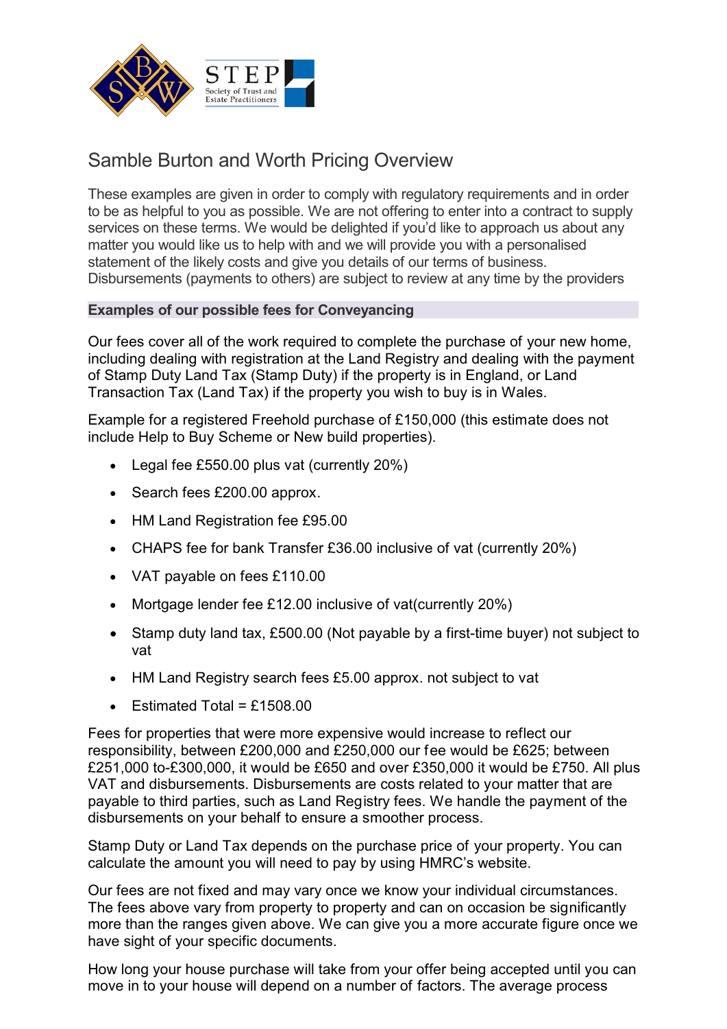# Samble Burton and Worth Pricing Overview

These examples are given in order to comply with regulatory requirements and in order to be as helpful to you as possible. We are not offering to enter into a contract to supply services on these terms. We would be delighted if you'd like to approach us about any matter you would like us to help with and we will provide you with a personalised statement of the likely costs and give you details of our terms of business. Disbursements (payments to others) are subject to review at any time by the providers

## Examples of our possible fees for Conveyancing

Our fees cover all of the work required to complete the purchase of your new home, including dealing with registration at the Land Registry and dealing with the payment of Stamp Duty Land Tax (Stamp Duty) if the property is in England, or Land Transaction Tax (Land Tax) if the property you wish to buy is in Wales.

Example for a registered Freehold purchase of £150,000 (this estimate does not include Help to Buy Scheme or New build properties).

- Legal fee £550.00 plus vat (currently 20%)
- Search fees £200.00 approx.
- HM Land Registration fee £95.00
- CHAPS fee for bank Transfer £36.00 inclusive of vat (currently 20%)
- VAT payable on fees £110.00
- Mortgage lender fee £12.00 inclusive of vat(currently 20%)
- Stamp duty land tax, £500.00 (Not payable by a first-time buyer) not subject to vat
- HM Land Registry search fees £5.00 approx. not subject to vat
- Estimated Total = £1508.00

Fees for properties that were more expensive would increase to reflect our responsibility, between £200,000 and £250,000 our fee would be £625; between £251,000 to-£300,000, it would be £650 and over £350,000 it would be £750. All plus VAT and disbursements. Disbursements are costs related to your matter that are payable to third parties, such as Land Registry fees. We handle the payment of the disbursements on your behalf to ensure a smoother process.

Stamp Duty or Land Tax depends on the purchase price of your property. You can calculate the amount you will need to pay by using HMRC's website.

Our fees are not fixed and may vary once we know your individual circumstances. The fees above vary from property to property and can on occasion be significantly more than the ranges given above. We can give you a more accurate figure once we have sight of your specific documents.

How long your house purchase will take from your offer being accepted until you can move in to your house will depend on a number of factors. The average process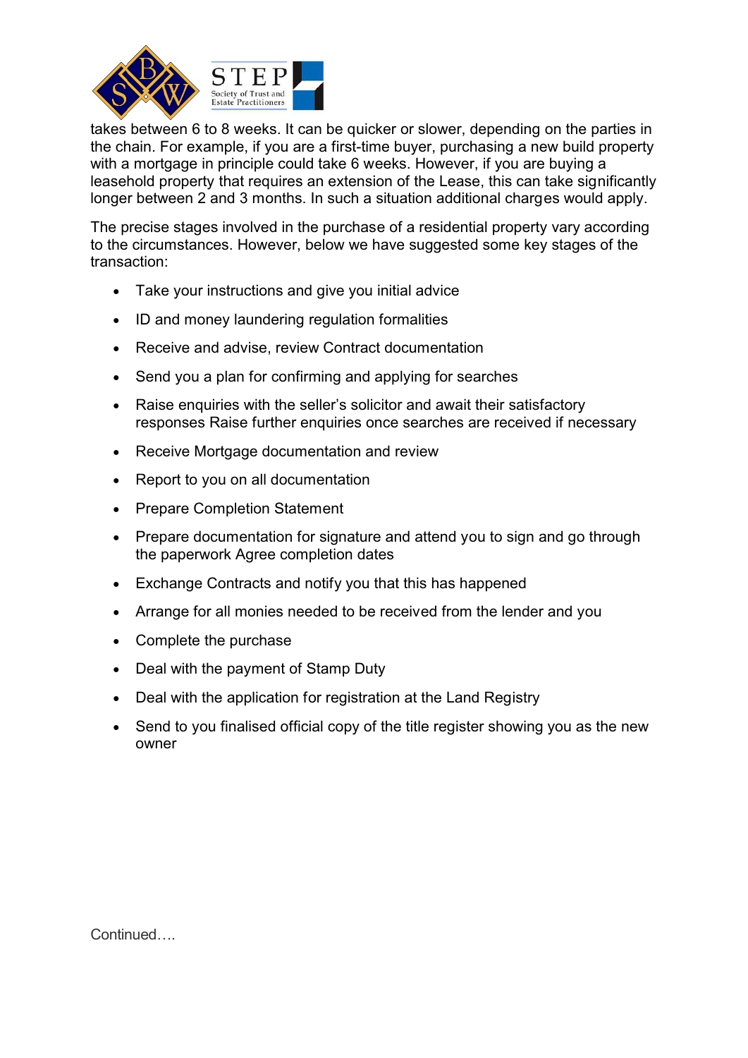takes between 6 to 8 weeks. It can be quicker or slower, depending on the parties in the chain. For example, if you are a first-time buyer, purchasing a new build property with a mortgage in principle could take 6 weeks. However, if you are buying a leasehold property that requires an extension of the Lease, this can take significantly longer between 2 and 3 months. In such a situation additional charges would apply.

The precise stages involved in the purchase of a residential property vary according to the circumstances. However, below we have suggested some key stages of the transaction:

- Take your instructions and give you initial advice
- ID and money laundering regulation formalities
- Receive and advise, review Contract documentation
- Send you a plan for confirming and applying for searches
- Raise enquiries with the seller's solicitor and await their satisfactory responses Raise further enquiries once searches are received if necessary
- Receive Mortgage documentation and review
- Report to you on all documentation
- Prepare Completion Statement
- Prepare documentation for signature and attend you to sign and go through the paperwork Agree completion dates
- Exchange Contracts and notify you that this has happened
- Arrange for all monies needed to be received from the lender and you
- Complete the purchase
- Deal with the payment of Stamp Duty
- Deal with the application for registration at the Land Registry
- Send to you finalised official copy of the title register showing you as the new owner

Continued….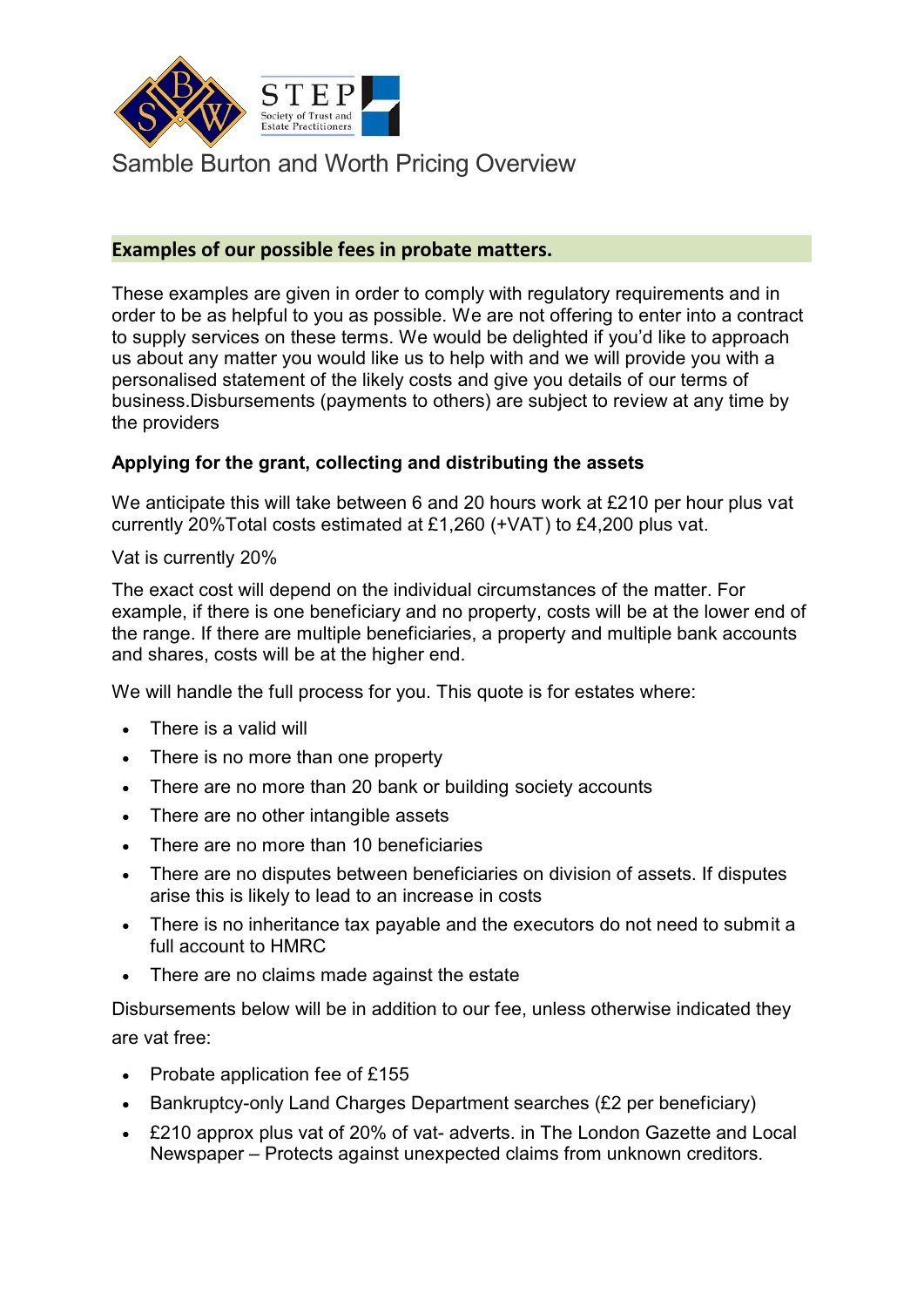Samble Burton and Worth Pricing Overview

## Examples of our possible fees in probate matters.

These examples are given in order to comply with regulatory requirements and in order to be as helpful to you as possible. We are not offering to enter into a contract to supply services on these terms. We would be delighted if you'd like to approach us about any matter you would like us to help with and we will provide you with a personalised statement of the likely costs and give you details of our terms of business.Disbursements (payments to others) are subject to review at any time by the providers

**Applying for the grant, collecting and distributing the assets**

We anticipate this will take between 6 and 20 hours work at £210 per hour plus vat currently 20%Total costs estimated at £1,260 (+VAT) to £4,200 plus vat.

Vat is currently 20%

The exact cost will depend on the individual circumstances of the matter. For example, if there is one beneficiary and no property, costs will be at the lower end of the range. If there are multiple beneficiaries, a property and multiple bank accounts and shares, costs will be at the higher end.

We will handle the full process for you. This quote is for estates where:

- There is a valid will
- There is no more than one property
- There are no more than 20 bank or building society accounts
- There are no other intangible assets
- There are no more than 10 beneficiaries
- There are no disputes between beneficiaries on division of assets. If disputes arise this is likely to lead to an increase in costs
- There is no inheritance tax payable and the executors do not need to submit a full account to HMRC
- There are no claims made against the estate

Disbursements below will be in addition to our fee, unless otherwise indicated they are vat free:

- Probate application fee of £155
- Bankruptcy-only Land Charges Department searches (£2 per beneficiary)
- £210 approx plus vat of 20% of vat- adverts. in The London Gazette and Local Newspaper – Protects against unexpected claims from unknown creditors.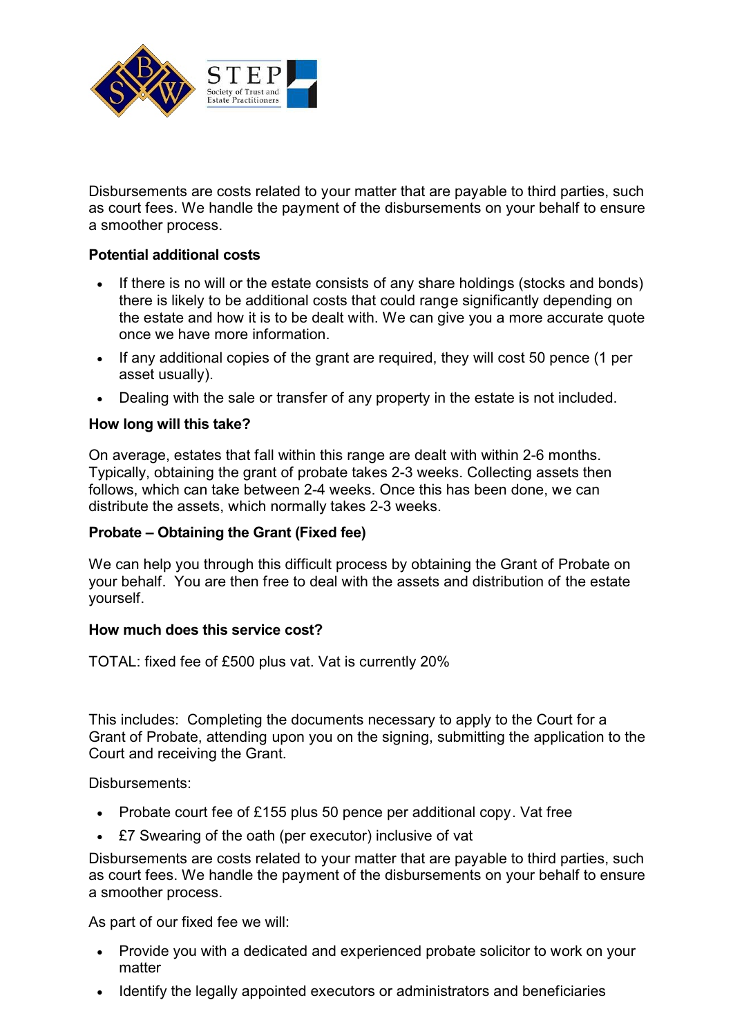Disbursements are costs related to your matter that are payable to third parties, such as court fees. We handle the payment of the disbursements on your behalf to ensure a smoother process.

**Potential additional costs**

- If there is no will or the estate consists of any share holdings (stocks and bonds) there is likely to be additional costs that could range significantly depending on the estate and how it is to be dealt with. We can give you a more accurate quote once we have more information.
- If any additional copies of the grant are required, they will cost 50 pence (1 per asset usually).
- Dealing with the sale or transfer of any property in the estate is not included.

**How long will this take?**

On average, estates that fall within this range are dealt with within 2-6 months. Typically, obtaining the grant of probate takes 2-3 weeks. Collecting assets then follows, which can take between 2-4 weeks. Once this has been done, we can distribute the assets, which normally takes 2-3 weeks.

**Probate – Obtaining the Grant (Fixed fee)**

We can help you through this difficult process by obtaining the Grant of Probate on your behalf. You are then free to deal with the assets and distribution of the estate yourself.

**How much does this service cost?**

TOTAL: fixed fee of £500 plus vat. Vat is currently 20%

This includes: Completing the documents necessary to apply to the Court for a Grant of Probate, attending upon you on the signing, submitting the application to the Court and receiving the Grant.

Disbursements:

- Probate court fee of £155 plus 50 pence per additional copy. Vat free
- £7 Swearing of the oath (per executor) inclusive of vat

Disbursements are costs related to your matter that are payable to third parties, such as court fees. We handle the payment of the disbursements on your behalf to ensure a smoother process.

As part of our fixed fee we will:

- Provide you with a dedicated and experienced probate solicitor to work on your matter
- Identify the legally appointed executors or administrators and beneficiaries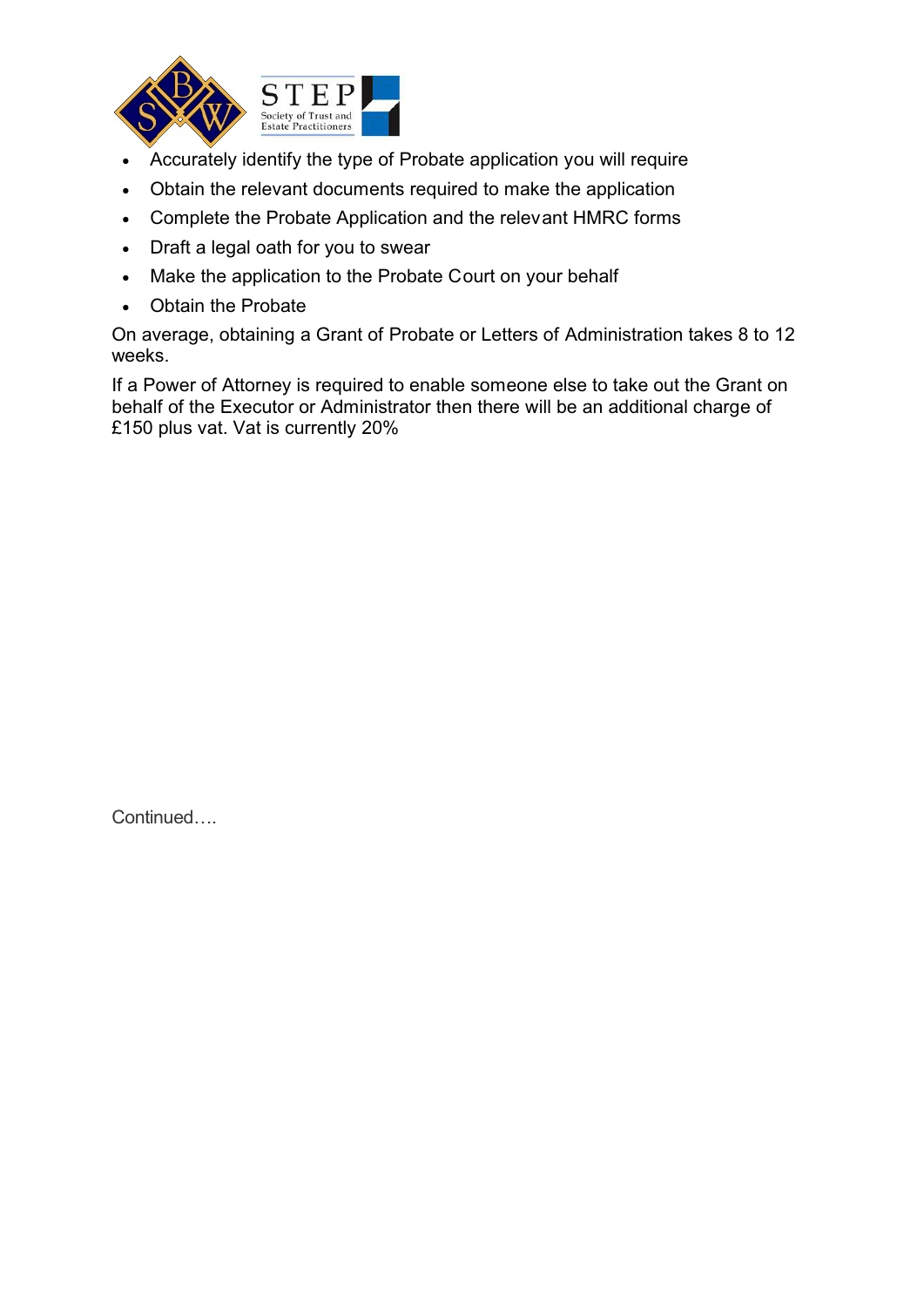- Accurately identify the type of Probate application you will require
- Obtain the relevant documents required to make the application
- Complete the Probate Application and the relevant HMRC forms
- Draft a legal oath for you to swear
- Make the application to the Probate Court on your behalf
- Obtain the Probate

On average, obtaining a Grant of Probate or Letters of Administration takes 8 to 12 weeks.

If a Power of Attorney is required to enable someone else to take out the Grant on behalf of the Executor or Administrator then there will be an additional charge of £150 plus vat. Vat is currently 20%

Continued….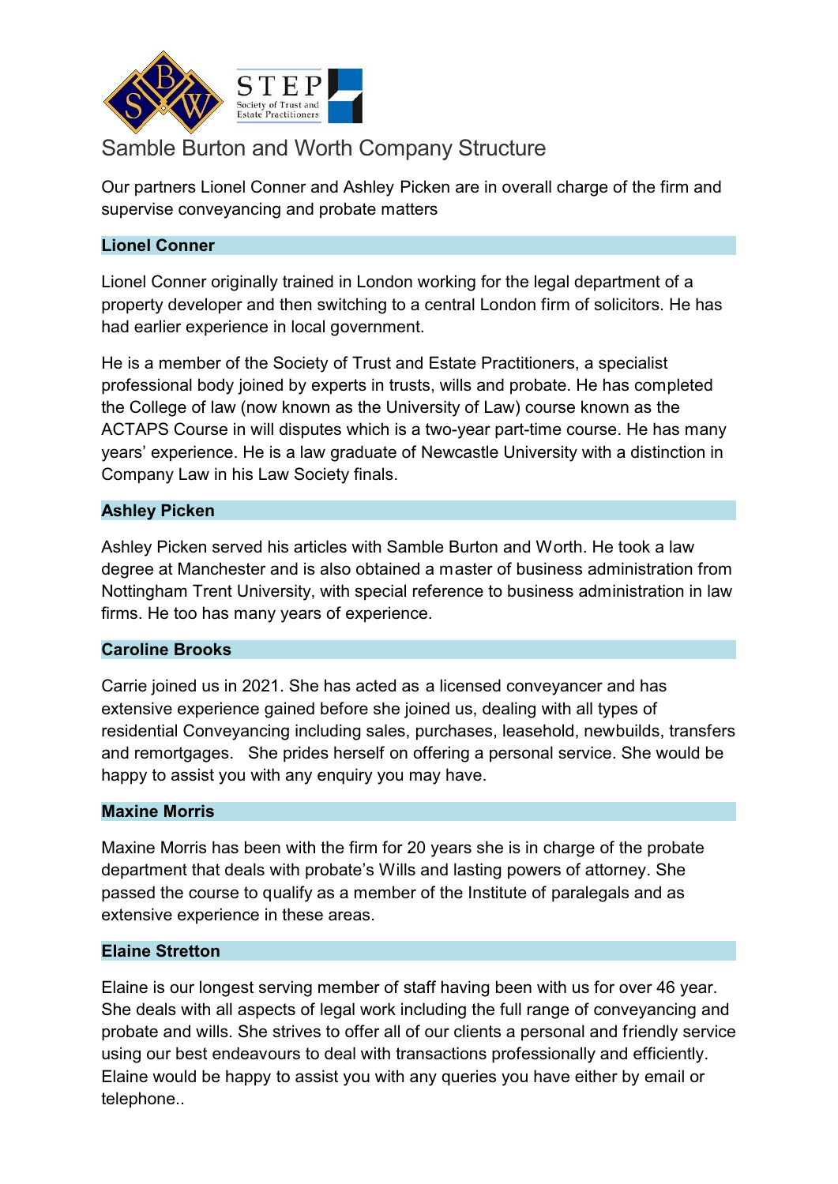S B W | STEP Society of Trust and Estate Practitioners

# Samble Burton and Worth Company Structure

Our partners Lionel Conner and Ashley Picken are in overall charge of the firm and supervise conveyancing and probate matters

## Lionel Conner

Lionel Conner originally trained in London working for the legal department of a property developer and then switching to a central London firm of solicitors. He has had earlier experience in local government.

He is a member of the Society of Trust and Estate Practitioners, a specialist professional body joined by experts in trusts, wills and probate. He has completed the College of law (now known as the University of Law) course known as the ACTAPS Course in will disputes which is a two-year part-time course. He has many years' experience. He is a law graduate of Newcastle University with a distinction in Company Law in his Law Society finals.

## Ashley Picken

Ashley Picken served his articles with Samble Burton and Worth. He took a law degree at Manchester and is also obtained a master of business administration from Nottingham Trent University, with special reference to business administration in law firms. He too has many years of experience.

## Caroline Brooks

Carrie joined us in 2021. She has acted as a licensed conveyancer and has extensive experience gained before she joined us, dealing with all types of residential Conveyancing including sales, purchases, leasehold, newbuilds, transfers and remortgages. She prides herself on offering a personal service. She would be happy to assist you with any enquiry you may have.

## Maxine Morris

Maxine Morris has been with the firm for 20 years she is in charge of the probate department that deals with probate's Wills and lasting powers of attorney. She passed the course to qualify as a member of the Institute of paralegals and as extensive experience in these areas.

## Elaine Stretton

Elaine is our longest serving member of staff having been with us for over 46 year. She deals with all aspects of legal work including the full range of conveyancing and probate and wills. She strives to offer all of our clients a personal and friendly service using our best endeavours to deal with transactions professionally and efficiently. Elaine would be happy to assist you with any queries you have either by email or telephone..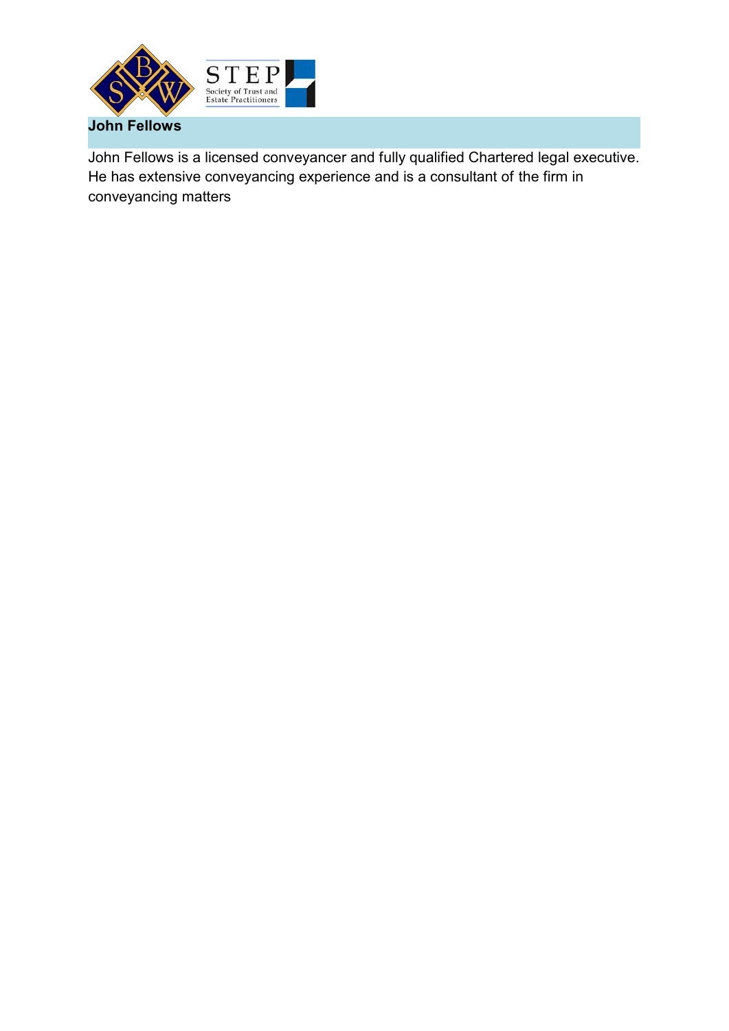## John Fellows

John Fellows is a licensed conveyancer and fully qualified Chartered legal executive. He has extensive conveyancing experience and is a consultant of the firm in conveyancing matters